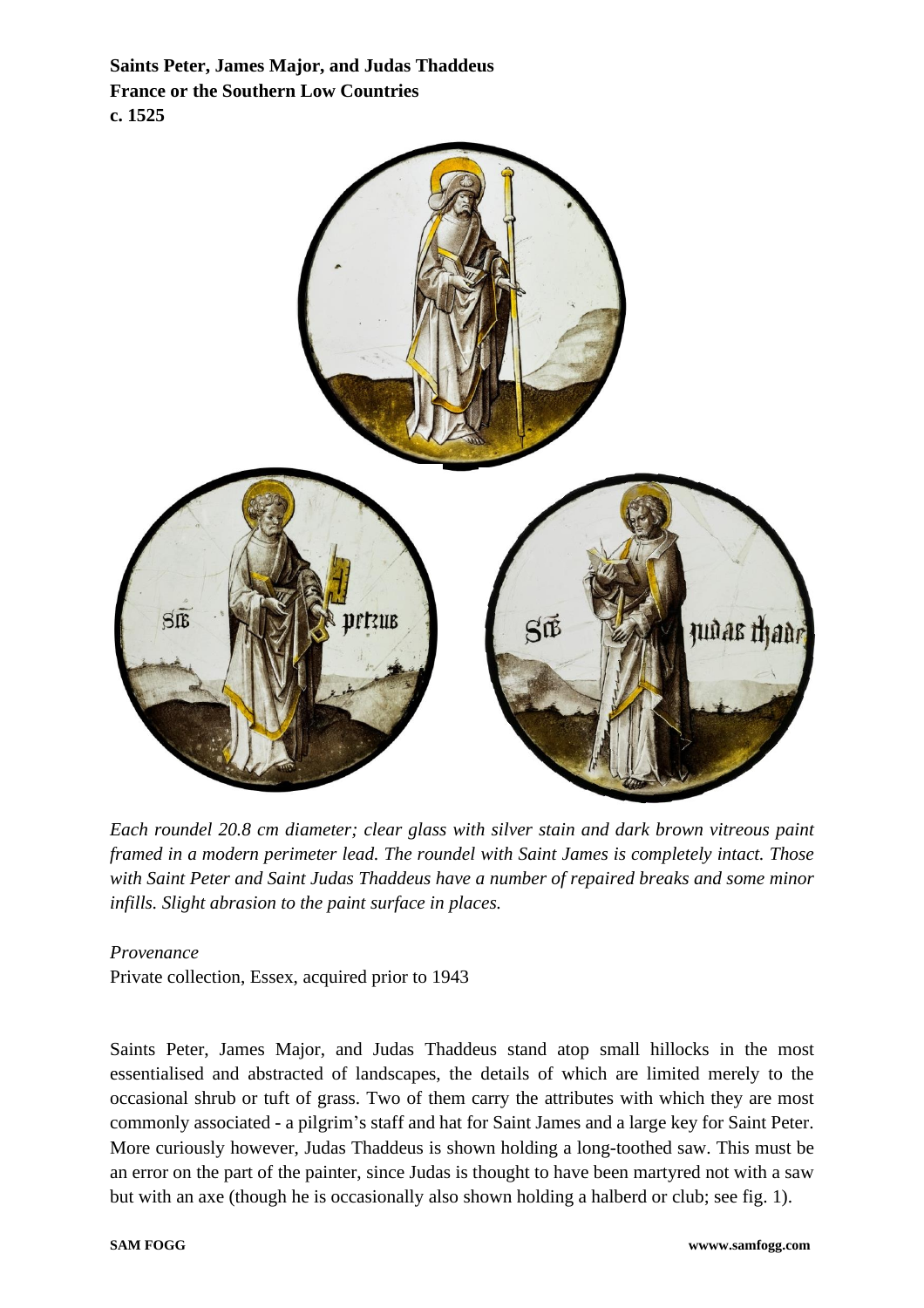**Saints Peter, James Major, and Judas Thaddeus**
**France or the Southern Low Countries**
**c. 1525**

*Each roundel 20.8 cm diameter; clear glass with silver stain and dark brown vitreous paint framed in a modern perimeter lead. The roundel with Saint James is completely intact. Those with Saint Peter and Saint Judas Thaddeus have a number of repaired breaks and some minor infills. Slight abrasion to the paint surface in places.*

*Provenance*
Private collection, Essex, acquired prior to 1943

Saints Peter, James Major, and Judas Thaddeus stand atop small hillocks in the most essentialised and abstracted of landscapes, the details of which are limited merely to the occasional shrub or tuft of grass. Two of them carry the attributes with which they are most commonly associated - a pilgrim's staff and hat for Saint James and a large key for Saint Peter. More curiously however, Judas Thaddeus is shown holding a long-toothed saw. This must be an error on the part of the painter, since Judas is thought to have been martyred not with a saw but with an axe (though he is occasionally also shown holding a halberd or club; see fig. 1).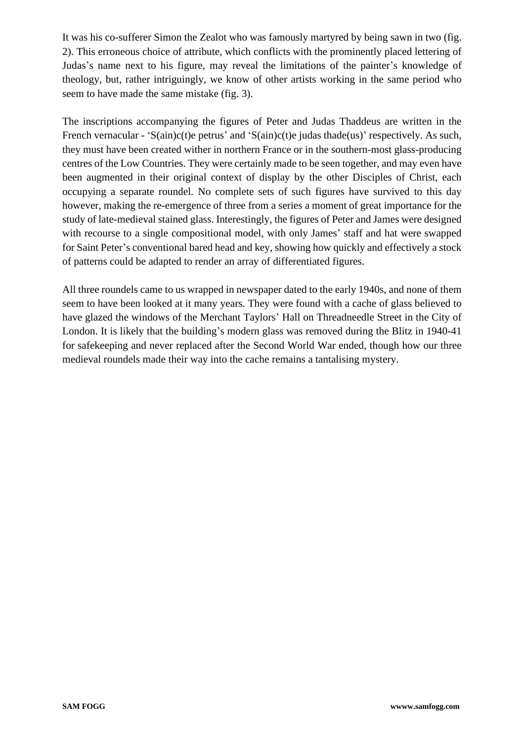It was his co-sufferer Simon the Zealot who was famously martyred by being sawn in two (fig. 2). This erroneous choice of attribute, which conflicts with the prominently placed lettering of Judas's name next to his figure, may reveal the limitations of the painter's knowledge of theology, but, rather intriguingly, we know of other artists working in the same period who seem to have made the same mistake (fig. 3).

The inscriptions accompanying the figures of Peter and Judas Thaddeus are written in the French vernacular - 'S(ain)c(t)e petrus' and 'S(ain)c(t)e judas thade(us)' respectively. As such, they must have been created wither in northern France or in the southern-most glass-producing centres of the Low Countries. They were certainly made to be seen together, and may even have been augmented in their original context of display by the other Disciples of Christ, each occupying a separate roundel. No complete sets of such figures have survived to this day however, making the re-emergence of three from a series a moment of great importance for the study of late-medieval stained glass. Interestingly, the figures of Peter and James were designed with recourse to a single compositional model, with only James' staff and hat were swapped for Saint Peter's conventional bared head and key, showing how quickly and effectively a stock of patterns could be adapted to render an array of differentiated figures.

All three roundels came to us wrapped in newspaper dated to the early 1940s, and none of them seem to have been looked at it many years. They were found with a cache of glass believed to have glazed the windows of the Merchant Taylors' Hall on Threadneedle Street in the City of London. It is likely that the building's modern glass was removed during the Blitz in 1940-41 for safekeeping and never replaced after the Second World War ended, though how our three medieval roundels made their way into the cache remains a tantalising mystery.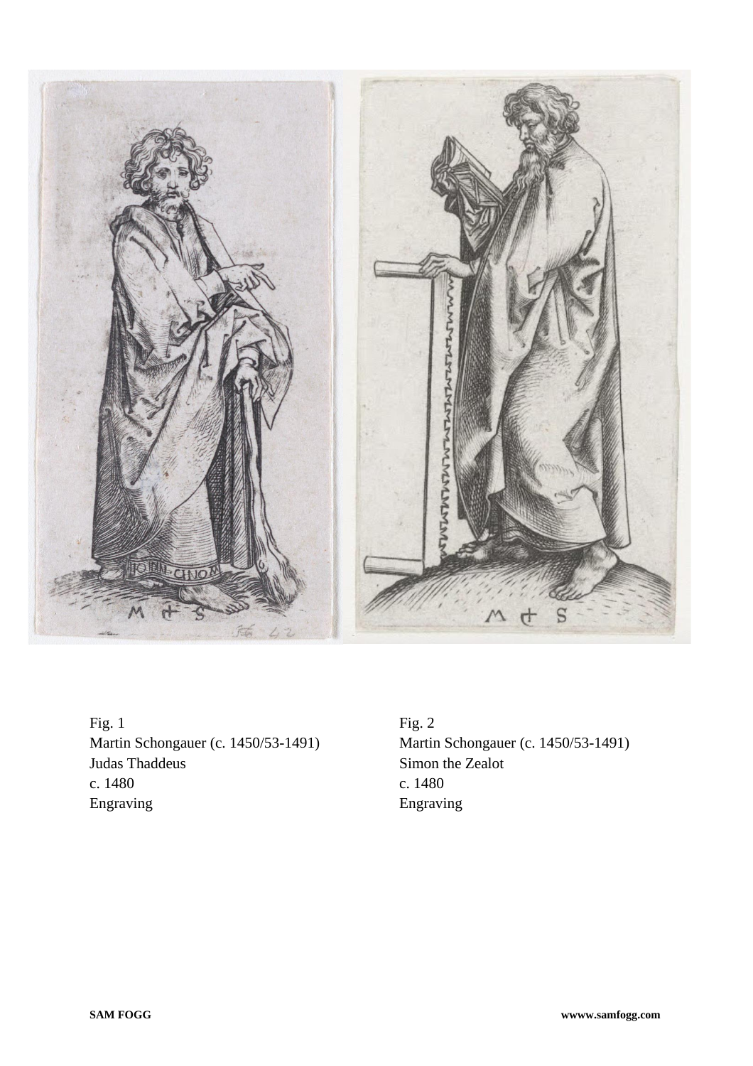Fig. 1
Martin Schongauer (c. 1450/53-1491)
Judas Thaddeus
c. 1480
Engraving

Fig. 2
Martin Schongauer (c. 1450/53-1491)
Simon the Zealot
c. 1480
Engraving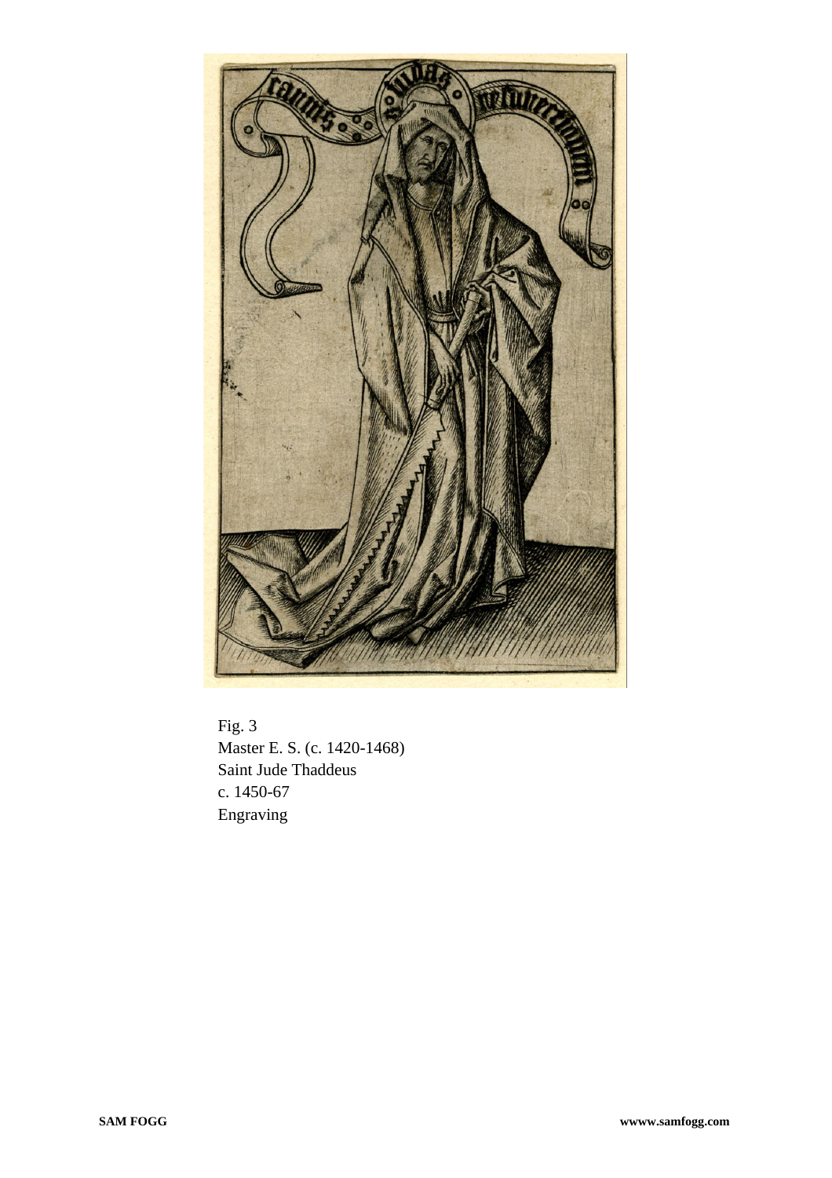Fig. 3
Master E. S. (c. 1420-1468)
Saint Jude Thaddeus
c. 1450-67
Engraving